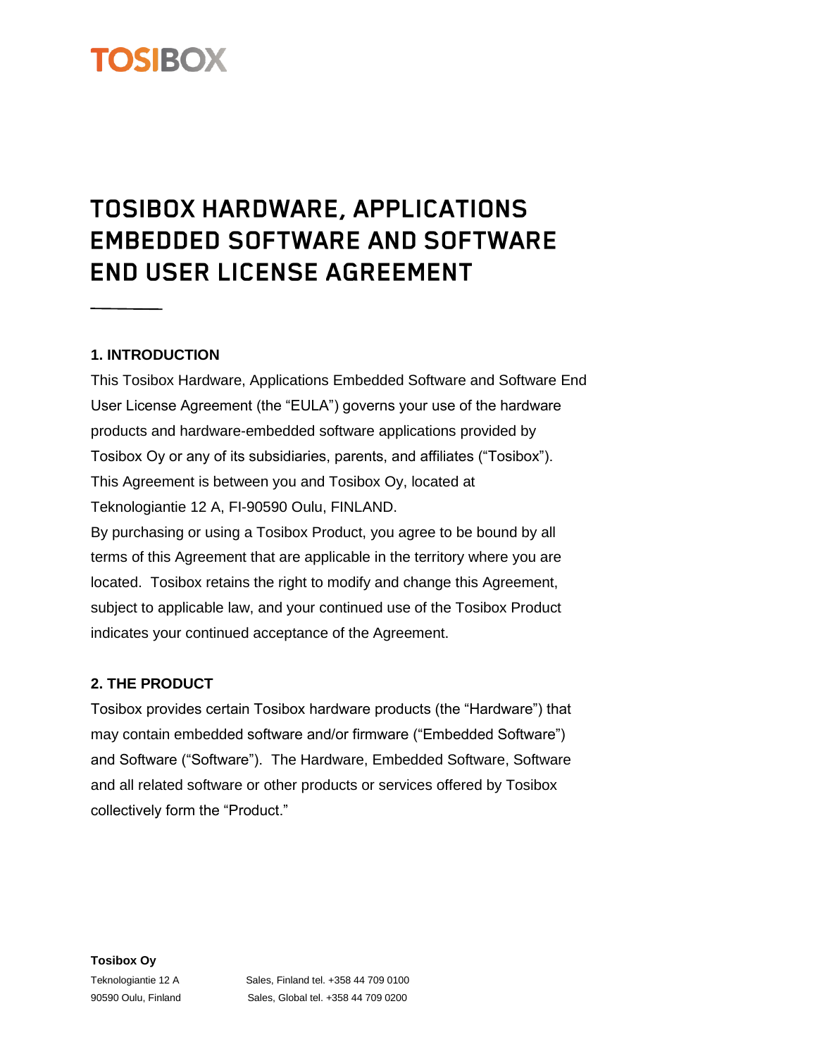# TOSIBOX HARDWARE, APPLICATIONS EMBEDDED SOFTWARE AND SOFTWARE END USER LICENSE AGREEMENT

## 1. INTRODUCTION

This Tosibox Hardware, Applications Embedded Software and Software End User License Agreement (the "EULA") governs your use of the hardware products and hardware-embedded software applications provided by Tosibox Oy or any of its subsidiaries, parents, and affiliates ("Tosibox"). This Agreement is between you and Tosibox Oy, located at Teknologiantie 12 A, FI-90590 Oulu, FINLAND.

By purchasing or using a Tosibox Product, you agree to be bound by all terms of this Agreement that are applicable in the territory where you are located. Tosibox retains the right to modify and change this Agreement, subject to applicable law, and your continued use of the Tosibox Product indicates your continued acceptance of the Agreement.

## 2. THE PRODUCT

Tosibox provides certain Tosibox hardware products (the "Hardware") that may contain embedded software and/or firmware ("Embedded Software") and Software ("Software"). The Hardware, Embedded Software, Software and all related software or other products or services offered by Tosibox collectively form the "Product."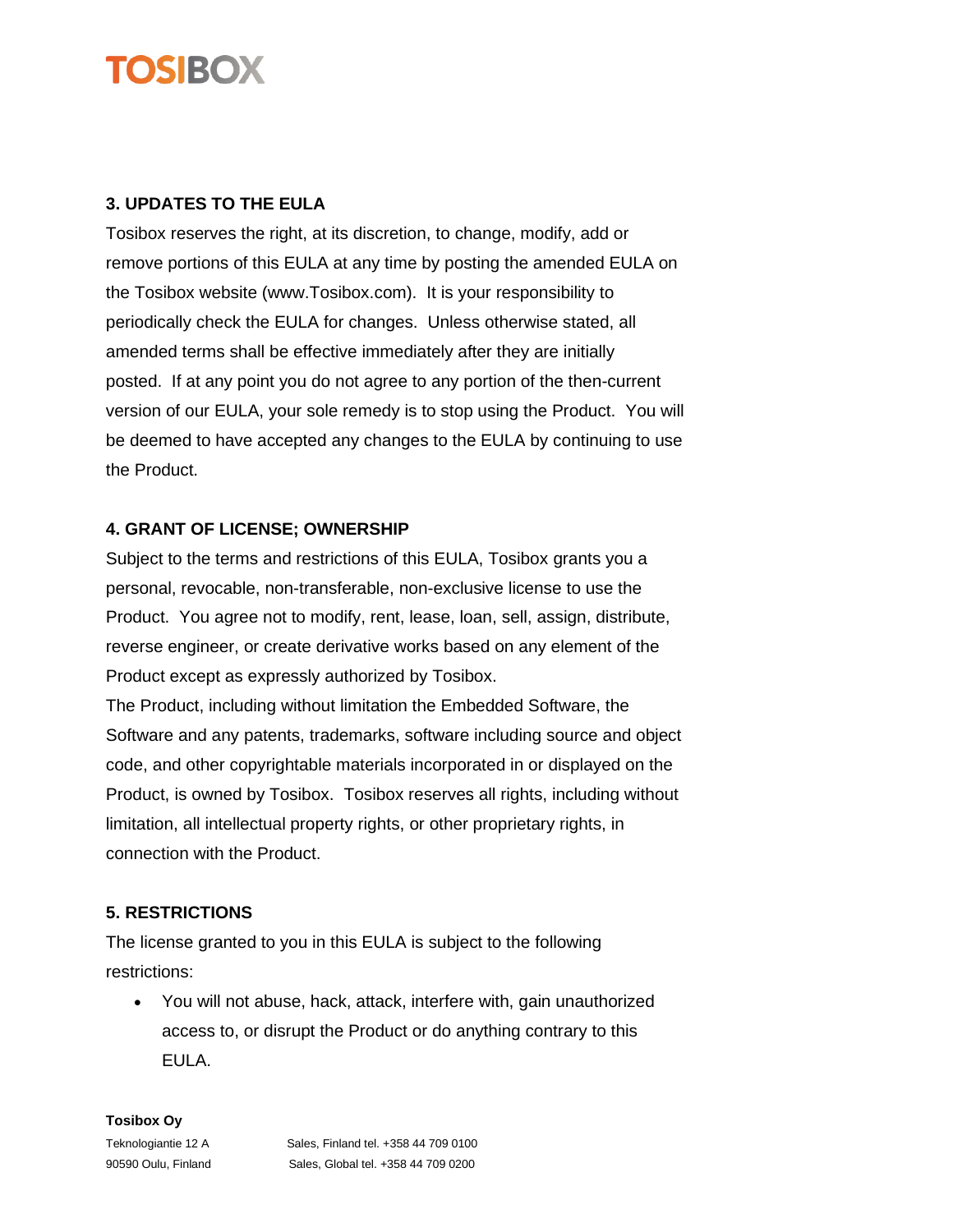## 3. UPDATES TO THE EULA

Tosibox reserves the right, at its discretion, to change, modify, add or remove portions of this EULA at any time by posting the amended EULA on the Tosibox website (www.Tosibox.com). It is your responsibility to periodically check the EULA for changes. Unless otherwise stated, all amended terms shall be effective immediately after they are initially posted. If at any point you do not agree to any portion of the then-current version of our EULA, your sole remedy is to stop using the Product. You will be deemed to have accepted any changes to the EULA by continuing to use the Product.

## 4. GRANT OF LICENSE; OWNERSHIP

Subject to the terms and restrictions of this EULA, Tosibox grants you a personal, revocable, non-transferable, non-exclusive license to use the Product. You agree not to modify, rent, lease, loan, sell, assign, distribute, reverse engineer, or create derivative works based on any element of the Product except as expressly authorized by Tosibox.

The Product, including without limitation the Embedded Software, the Software and any patents, trademarks, software including source and object code, and other copyrightable materials incorporated in or displayed on the Product, is owned by Tosibox. Tosibox reserves all rights, including without limitation, all intellectual property rights, or other proprietary rights, in connection with the Product.

## 5. RESTRICTIONS

The license granted to you in this EULA is subject to the following restrictions:

- You will not abuse, hack, attack, interfere with, gain unauthorized access to, or disrupt the Product or do anything contrary to this EULA.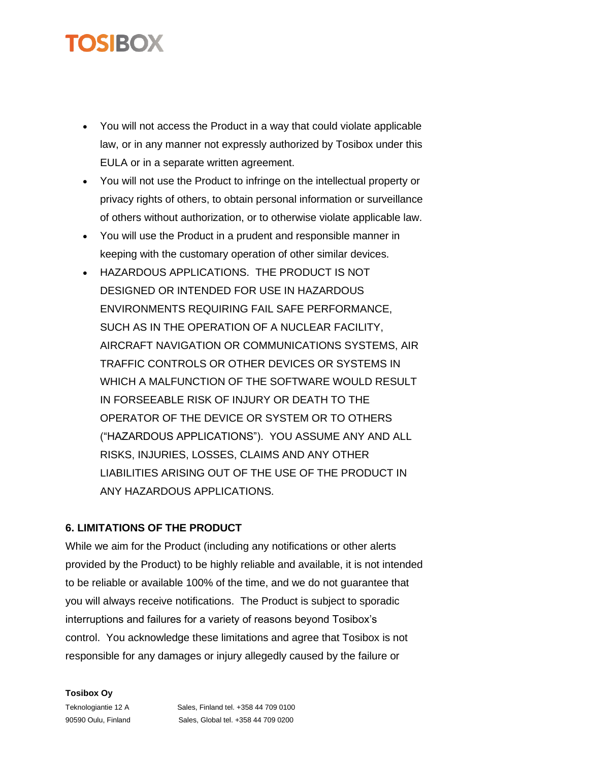- You will not access the Product in a way that could violate applicable law, or in any manner not expressly authorized by Tosibox under this EULA or in a separate written agreement.
- You will not use the Product to infringe on the intellectual property or privacy rights of others, to obtain personal information or surveillance of others without authorization, or to otherwise violate applicable law.
- You will use the Product in a prudent and responsible manner in keeping with the customary operation of other similar devices.
- HAZARDOUS APPLICATIONS. THE PRODUCT IS NOT DESIGNED OR INTENDED FOR USE IN HAZARDOUS ENVIRONMENTS REQUIRING FAIL SAFE PERFORMANCE, SUCH AS IN THE OPERATION OF A NUCLEAR FACILITY, AIRCRAFT NAVIGATION OR COMMUNICATIONS SYSTEMS, AIR TRAFFIC CONTROLS OR OTHER DEVICES OR SYSTEMS IN WHICH A MALFUNCTION OF THE SOFTWARE WOULD RESULT IN FORSEEABLE RISK OF INJURY OR DEATH TO THE OPERATOR OF THE DEVICE OR SYSTEM OR TO OTHERS ("HAZARDOUS APPLICATIONS"). YOU ASSUME ANY AND ALL RISKS, INJURIES, LOSSES, CLAIMS AND ANY OTHER LIABILITIES ARISING OUT OF THE USE OF THE PRODUCT IN ANY HAZARDOUS APPLICATIONS.

## 6. LIMITATIONS OF THE PRODUCT

While we aim for the Product (including any notifications or other alerts provided by the Product) to be highly reliable and available, it is not intended to be reliable or available 100% of the time, and we do not guarantee that you will always receive notifications. The Product is subject to sporadic interruptions and failures for a variety of reasons beyond Tosibox's control. You acknowledge these limitations and agree that Tosibox is not responsible for any damages or injury allegedly caused by the failure or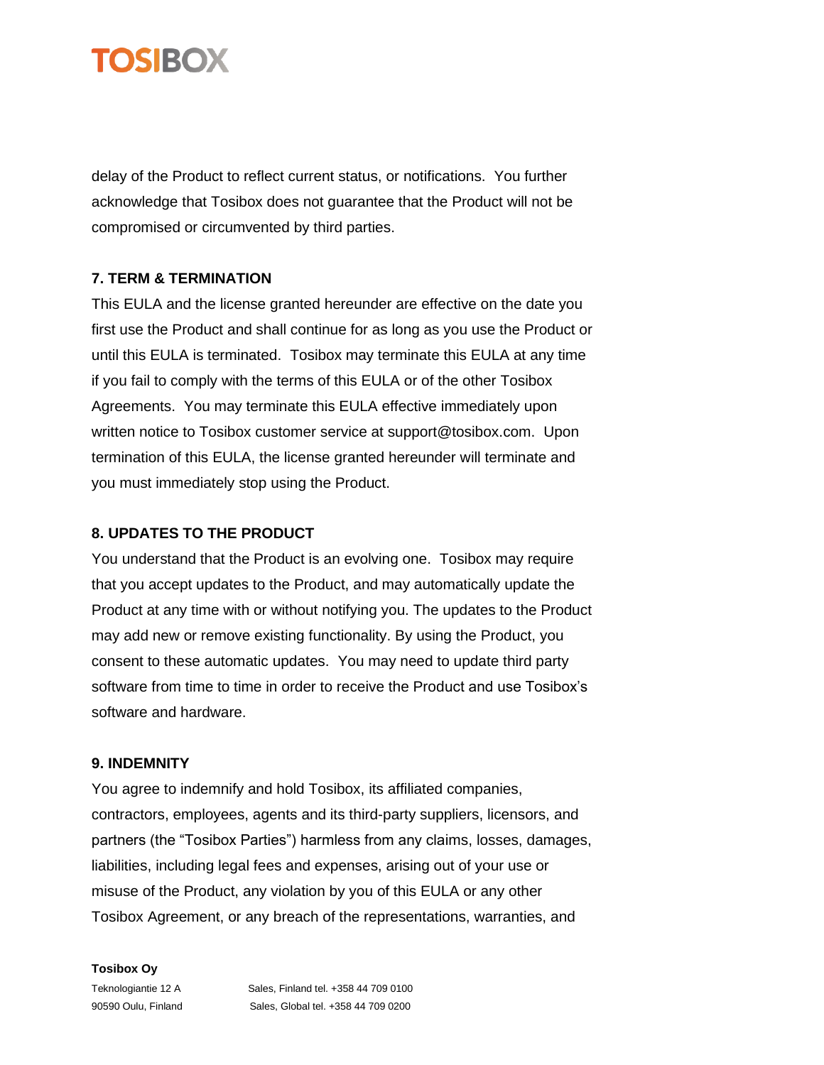delay of the Product to reflect current status, or notifications. You further acknowledge that Tosibox does not guarantee that the Product will not be compromised or circumvented by third parties.

**7. TERM & TERMINATION**

This EULA and the license granted hereunder are effective on the date you first use the Product and shall continue for as long as you use the Product or until this EULA is terminated. Tosibox may terminate this EULA at any time if you fail to comply with the terms of this EULA or of the other Tosibox Agreements. You may terminate this EULA effective immediately upon written notice to Tosibox customer service at support@tosibox.com. Upon termination of this EULA, the license granted hereunder will terminate and you must immediately stop using the Product.

**8. UPDATES TO THE PRODUCT**

You understand that the Product is an evolving one. Tosibox may require that you accept updates to the Product, and may automatically update the Product at any time with or without notifying you. The updates to the Product may add new or remove existing functionality. By using the Product, you consent to these automatic updates. You may need to update third party software from time to time in order to receive the Product and use Tosibox's software and hardware.

**9. INDEMNITY**

You agree to indemnify and hold Tosibox, its affiliated companies, contractors, employees, agents and its third-party suppliers, licensors, and partners (the "Tosibox Parties") harmless from any claims, losses, damages, liabilities, including legal fees and expenses, arising out of your use or misuse of the Product, any violation by you of this EULA or any other Tosibox Agreement, or any breach of the representations, warranties, and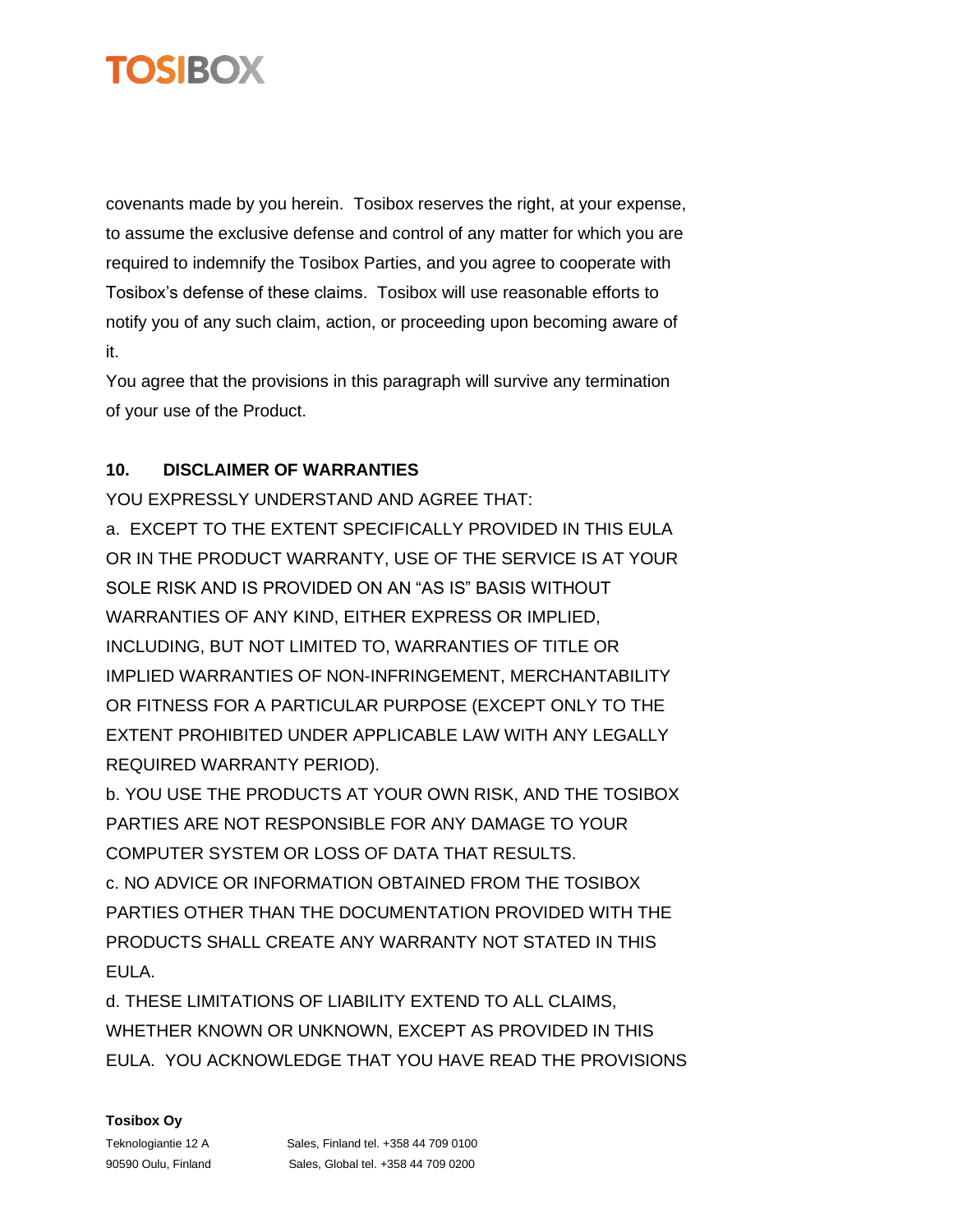covenants made by you herein. Tosibox reserves the right, at your expense, to assume the exclusive defense and control of any matter for which you are required to indemnify the Tosibox Parties, and you agree to cooperate with Tosibox's defense of these claims. Tosibox will use reasonable efforts to notify you of any such claim, action, or proceeding upon becoming aware of it.

You agree that the provisions in this paragraph will survive any termination of your use of the Product.

## 10. DISCLAIMER OF WARRANTIES

YOU EXPRESSLY UNDERSTAND AND AGREE THAT:

a. EXCEPT TO THE EXTENT SPECIFICALLY PROVIDED IN THIS EULA OR IN THE PRODUCT WARRANTY, USE OF THE SERVICE IS AT YOUR SOLE RISK AND IS PROVIDED ON AN "AS IS" BASIS WITHOUT WARRANTIES OF ANY KIND, EITHER EXPRESS OR IMPLIED, INCLUDING, BUT NOT LIMITED TO, WARRANTIES OF TITLE OR IMPLIED WARRANTIES OF NON-INFRINGEMENT, MERCHANTABILITY OR FITNESS FOR A PARTICULAR PURPOSE (EXCEPT ONLY TO THE EXTENT PROHIBITED UNDER APPLICABLE LAW WITH ANY LEGALLY REQUIRED WARRANTY PERIOD).

b. YOU USE THE PRODUCTS AT YOUR OWN RISK, AND THE TOSIBOX PARTIES ARE NOT RESPONSIBLE FOR ANY DAMAGE TO YOUR COMPUTER SYSTEM OR LOSS OF DATA THAT RESULTS.

c. NO ADVICE OR INFORMATION OBTAINED FROM THE TOSIBOX PARTIES OTHER THAN THE DOCUMENTATION PROVIDED WITH THE PRODUCTS SHALL CREATE ANY WARRANTY NOT STATED IN THIS EULA.

d. THESE LIMITATIONS OF LIABILITY EXTEND TO ALL CLAIMS, WHETHER KNOWN OR UNKNOWN, EXCEPT AS PROVIDED IN THIS EULA. YOU ACKNOWLEDGE THAT YOU HAVE READ THE PROVISIONS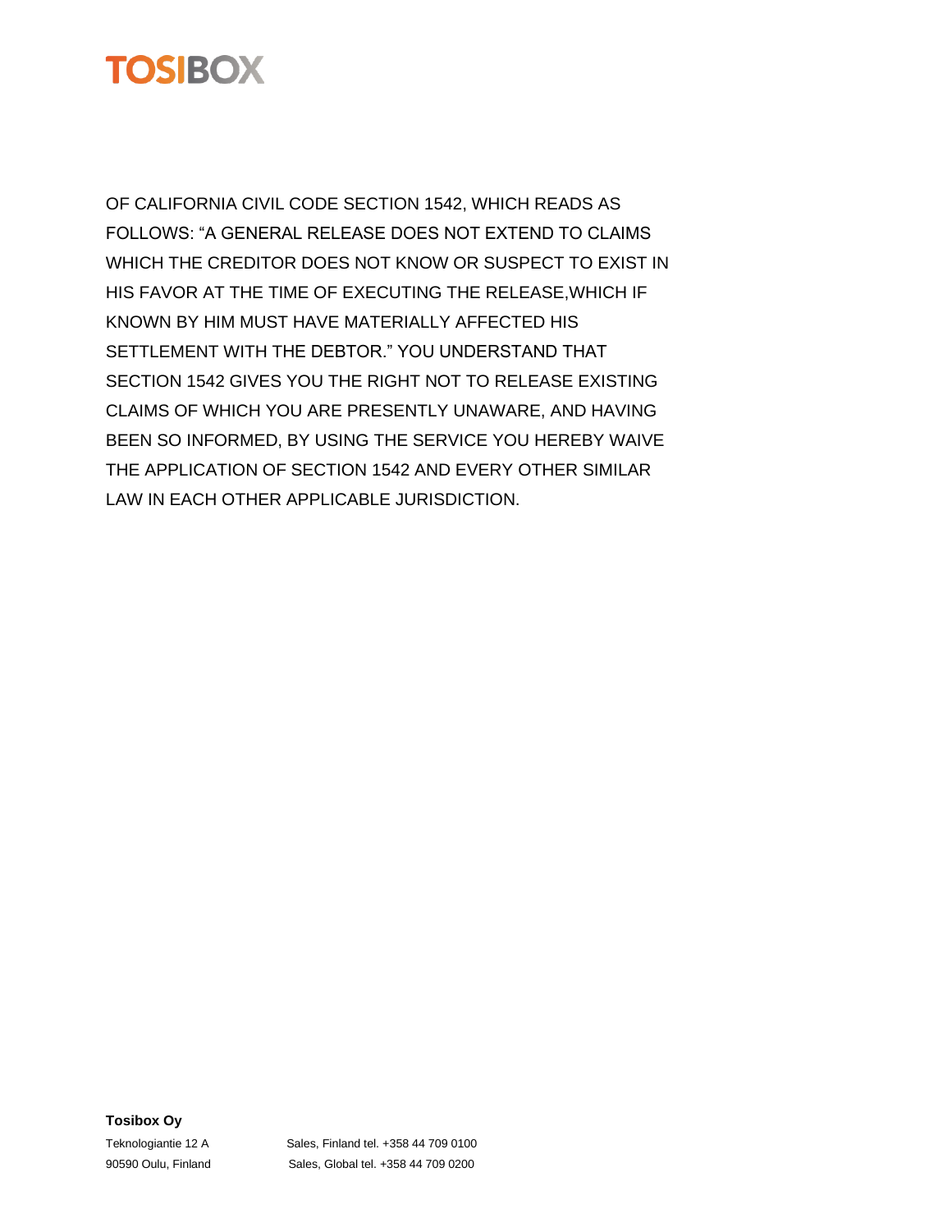OF CALIFORNIA CIVIL CODE SECTION 1542, WHICH READS AS FOLLOWS: "A GENERAL RELEASE DOES NOT EXTEND TO CLAIMS WHICH THE CREDITOR DOES NOT KNOW OR SUSPECT TO EXIST IN HIS FAVOR AT THE TIME OF EXECUTING THE RELEASE,WHICH IF KNOWN BY HIM MUST HAVE MATERIALLY AFFECTED HIS SETTLEMENT WITH THE DEBTOR." YOU UNDERSTAND THAT SECTION 1542 GIVES YOU THE RIGHT NOT TO RELEASE EXISTING CLAIMS OF WHICH YOU ARE PRESENTLY UNAWARE, AND HAVING BEEN SO INFORMED, BY USING THE SERVICE YOU HEREBY WAIVE THE APPLICATION OF SECTION 1542 AND EVERY OTHER SIMILAR LAW IN EACH OTHER APPLICABLE JURISDICTION.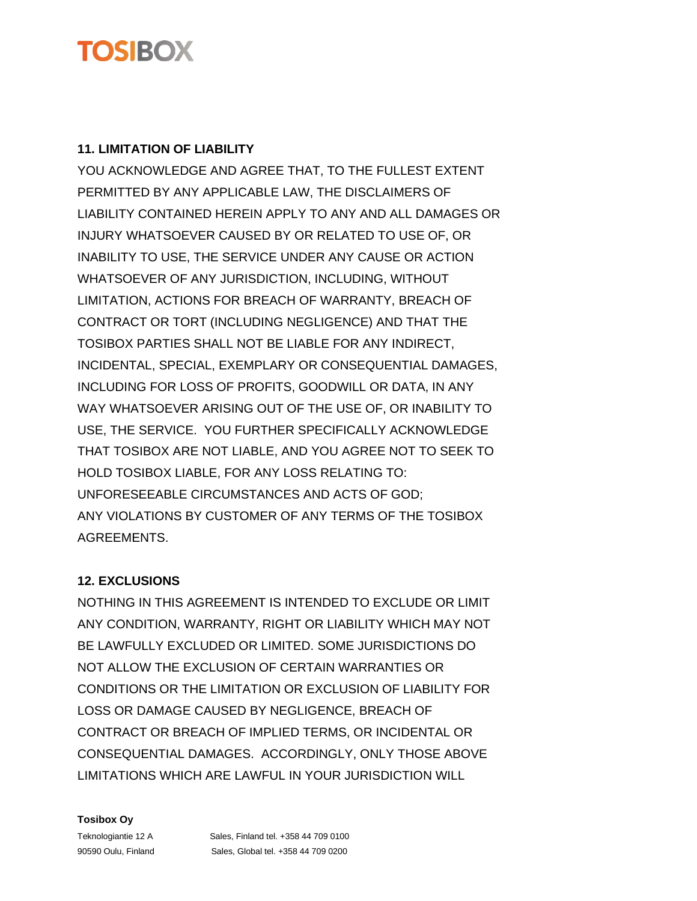## 11. LIMITATION OF LIABILITY

YOU ACKNOWLEDGE AND AGREE THAT, TO THE FULLEST EXTENT PERMITTED BY ANY APPLICABLE LAW, THE DISCLAIMERS OF LIABILITY CONTAINED HEREIN APPLY TO ANY AND ALL DAMAGES OR INJURY WHATSOEVER CAUSED BY OR RELATED TO USE OF, OR INABILITY TO USE, THE SERVICE UNDER ANY CAUSE OR ACTION WHATSOEVER OF ANY JURISDICTION, INCLUDING, WITHOUT LIMITATION, ACTIONS FOR BREACH OF WARRANTY, BREACH OF CONTRACT OR TORT (INCLUDING NEGLIGENCE) AND THAT THE TOSIBOX PARTIES SHALL NOT BE LIABLE FOR ANY INDIRECT, INCIDENTAL, SPECIAL, EXEMPLARY OR CONSEQUENTIAL DAMAGES, INCLUDING FOR LOSS OF PROFITS, GOODWILL OR DATA, IN ANY WAY WHATSOEVER ARISING OUT OF THE USE OF, OR INABILITY TO USE, THE SERVICE. YOU FURTHER SPECIFICALLY ACKNOWLEDGE THAT TOSIBOX ARE NOT LIABLE, AND YOU AGREE NOT TO SEEK TO HOLD TOSIBOX LIABLE, FOR ANY LOSS RELATING TO:
UNFORESEEABLE CIRCUMSTANCES AND ACTS OF GOD;
ANY VIOLATIONS BY CUSTOMER OF ANY TERMS OF THE TOSIBOX AGREEMENTS.

## 12. EXCLUSIONS

NOTHING IN THIS AGREEMENT IS INTENDED TO EXCLUDE OR LIMIT ANY CONDITION, WARRANTY, RIGHT OR LIABILITY WHICH MAY NOT BE LAWFULLY EXCLUDED OR LIMITED. SOME JURISDICTIONS DO NOT ALLOW THE EXCLUSION OF CERTAIN WARRANTIES OR CONDITIONS OR THE LIMITATION OR EXCLUSION OF LIABILITY FOR LOSS OR DAMAGE CAUSED BY NEGLIGENCE, BREACH OF CONTRACT OR BREACH OF IMPLIED TERMS, OR INCIDENTAL OR CONSEQUENTIAL DAMAGES. ACCORDINGLY, ONLY THOSE ABOVE LIMITATIONS WHICH ARE LAWFUL IN YOUR JURISDICTION WILL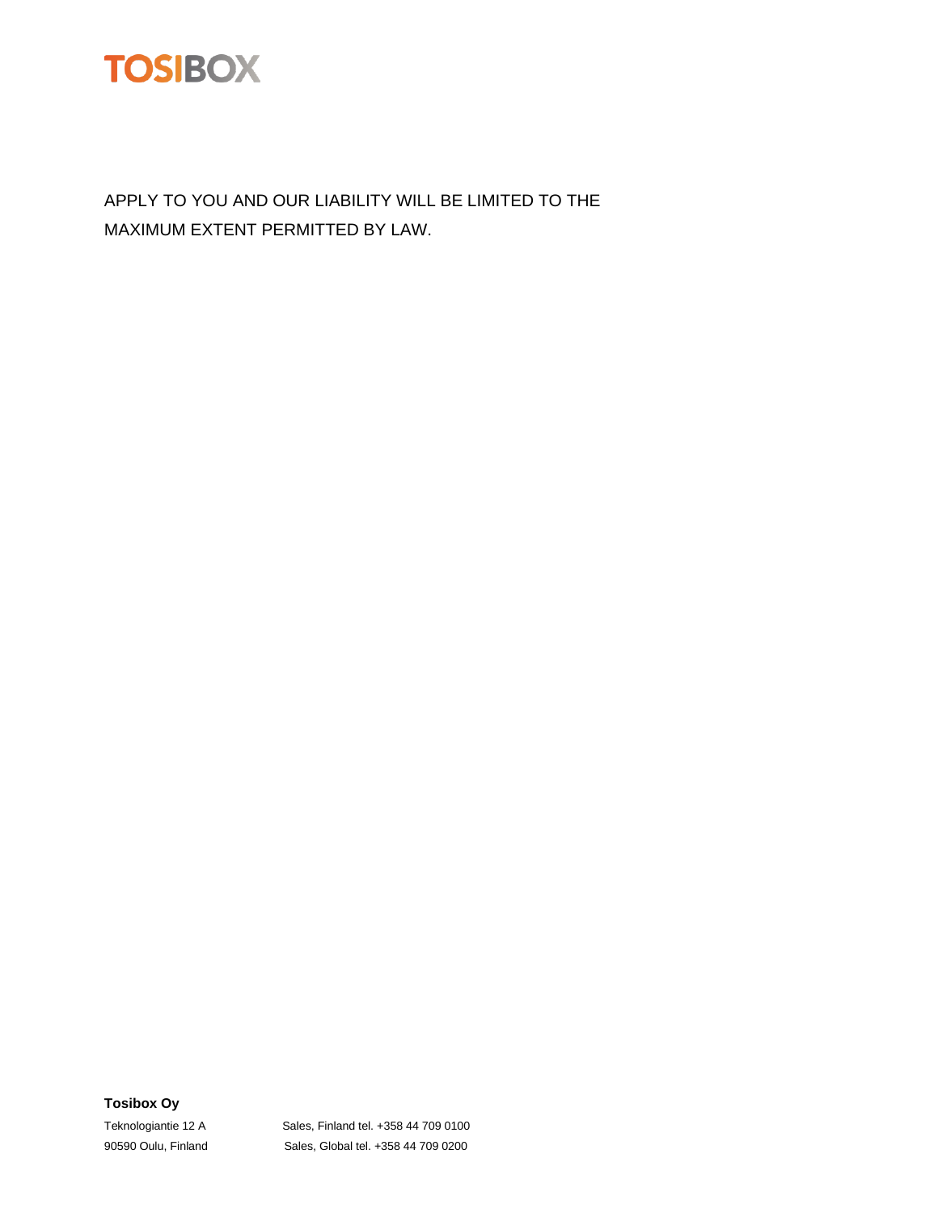APPLY TO YOU AND OUR LIABILITY WILL BE LIMITED TO THE MAXIMUM EXTENT PERMITTED BY LAW.